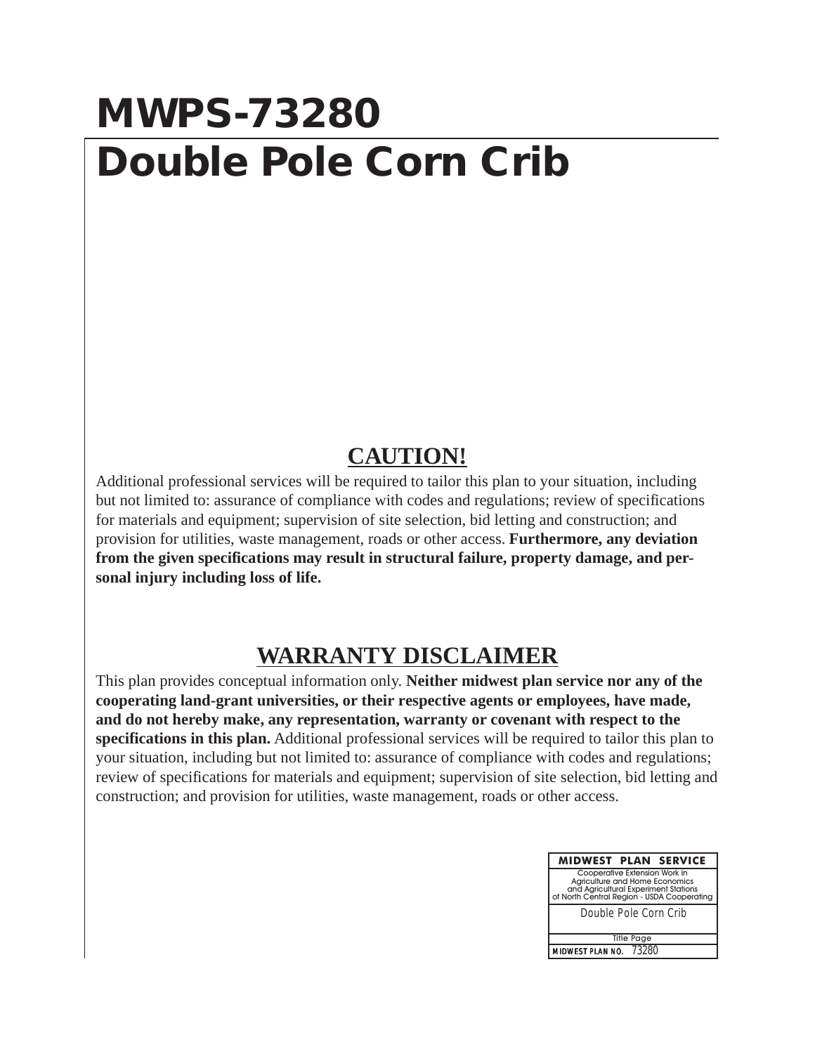# MWPS-73280

# Double Pole Corn Crib

## CAUTION!

Additional professional services will be required to tailor this plan to your situation, including but not limited to: assurance of compliance with codes and regulations; review of specifications for materials and equipment; supervision of site selection, bid letting and construction; and provision for utilities, waste management, roads or other access. **Furthermore, any deviation from the given specifications may result in structural failure, property damage, and personal injury including loss of life.**

## WARRANTY DISCLAIMER

This plan provides conceptual information only. **Neither midwest plan service nor any of the cooperating land-grant universities, or their respective agents or employees, have made, and do not hereby make, any representation, warranty or covenant with respect to the specifications in this plan.** Additional professional services will be required to tailor this plan to your situation, including but not limited to: assurance of compliance with codes and regulations; review of specifications for materials and equipment; supervision of site selection, bid letting and construction; and provision for utilities, waste management, roads or other access.

| MIDWEST PLAN SERVICE |
| --- |
| Cooperative Extension Work in Agriculture and Home Economics and Agricultural Experiment Stations of North Central Region - USDA Cooperating |
| Double Pole Corn Crib |
| Title Page |
| MIDWEST PLAN NO. 73280 |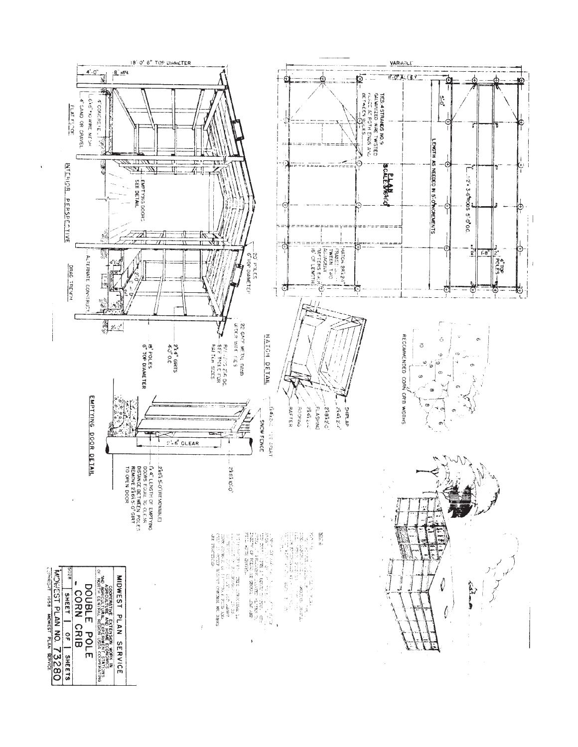18'-0" 6" TOP DIAMETER

4'-0"

8' MIN.

4" CONCRETE

6x6" #10 WIRE MESH

4" SAND OR GRAVEL

FLAT FLOOR

EMPTYING DOORS SEE DETAIL

INTERIOR PERSPECTIVE

20' POLES 6" TOP DIAMETER

ALTERNATE CONSTRUCT.

DRAG TRENCH

22 GAGE METAL BAND UNDER WIRE TIES

RAFTERS 2'-0" O.C. SEE TABLE FOR RAFTER SIZES

2"x4" GIRTS 4'-0" O.C.

18' POLES 6" TOP DIAMETER

VARIABLE

10'-0" ALLEY

TIES 4 STRANDS NO. 9 GALVANIZED WIRE TWISTED BETWEEN POLES

PLAN SCALE 3/32"=1'-0"

5'-0"

LENGTH AS NEEDED IN 5'-0" INCREMENTS

1/2" x 3-6" RODS 5'-0" O.C.

6" TOP POLES

HATCH 2'x2' FRAMED BETWEEN TWO ADJACENT RAFTERS EACH 16' OF LENGTH

HATCH DETAIL

SHIPLAP

2"x4"x2'-0"

2"x8"x2'-0"

FLASHING

2"x4"x2'-4"

ROOFING

RAFTER

1"x4"x2'-0" 1/2" APART

SNOW FENCE

2"x6"x10'-0"

2"x6"x5'-0" (REMOVABLE)

2'-6" CLEAR

1"x4" LENGTH OF EMPTYING DOORS EQUAL TO CLEAR DISTANCE BETWEEN POLES. REMOVE 2"x6"x5'-0" GIRT TO OPEN DOOR.

EMPTYING DOOR DETAIL

RECOMMENDED CORN CRIB WIDTHS

NOTES

MIDWEST PLAN SERVICE

COOPERATIVE EXTENSION WORK IN AGRICULTURE AND HOME ECONOMICS AND AGRICULTURAL EXPERIMENT STATIONS OF NORTH CENTRAL REGION USDA COOPERATING

DOUBLE POLE CORN CRIB

5028 | SHEET 1 OF 1 SHEETS

MIDWEST PLAN NO. 73280

COPYRIGHT 1958 MIDWEST PLAN SERVICE